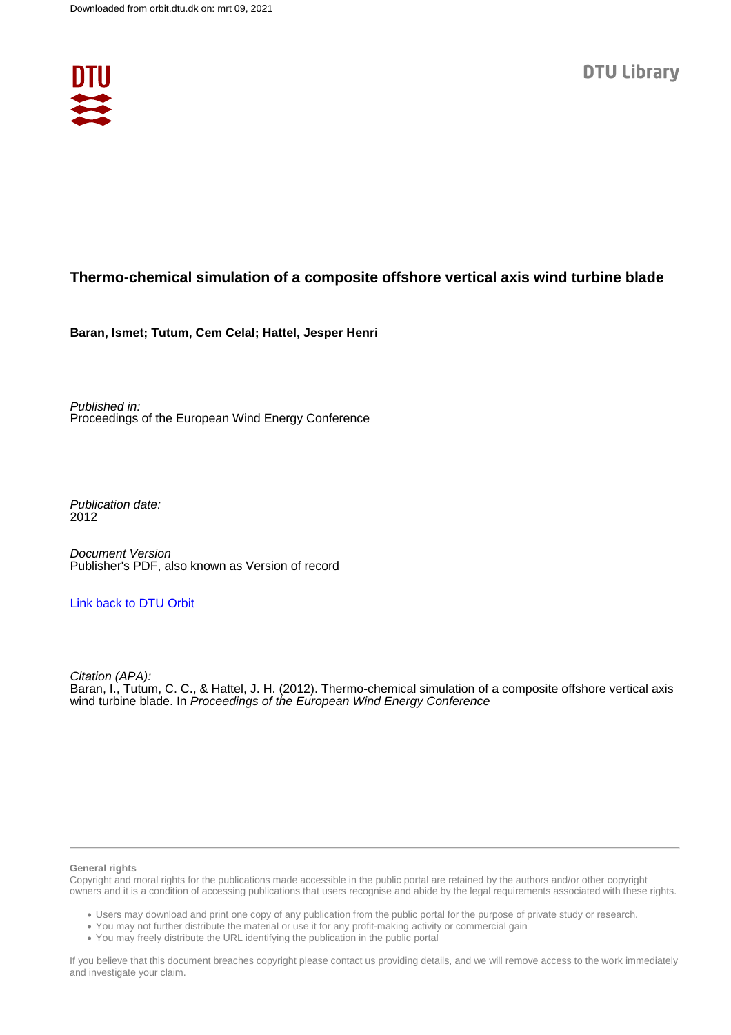Downloaded from orbit.dtu.dk on: mrt 09, 2021

DTU Library

# Thermo-chemical simulation of a composite offshore vertical axis wind turbine blade

**Baran, Ismet; Tutum, Cem Celal; Hattel, Jesper Henri**

*Published in:*
Proceedings of the European Wind Energy Conference

*Publication date:*
2012

*Document Version*
Publisher's PDF, also known as Version of record

[Link back to DTU Orbit](#)

*Citation (APA):*
Baran, I., Tutum, C. C., & Hattel, J. H. (2012). Thermo-chemical simulation of a composite offshore vertical axis wind turbine blade. In *Proceedings of the European Wind Energy Conference*

**General rights**
Copyright and moral rights for the publications made accessible in the public portal are retained by the authors and/or other copyright owners and it is a condition of accessing publications that users recognise and abide by the legal requirements associated with these rights.

- Users may download and print one copy of any publication from the public portal for the purpose of private study or research.
- You may not further distribute the material or use it for any profit-making activity or commercial gain
- You may freely distribute the URL identifying the publication in the public portal

If you believe that this document breaches copyright please contact us providing details, and we will remove access to the work immediately and investigate your claim.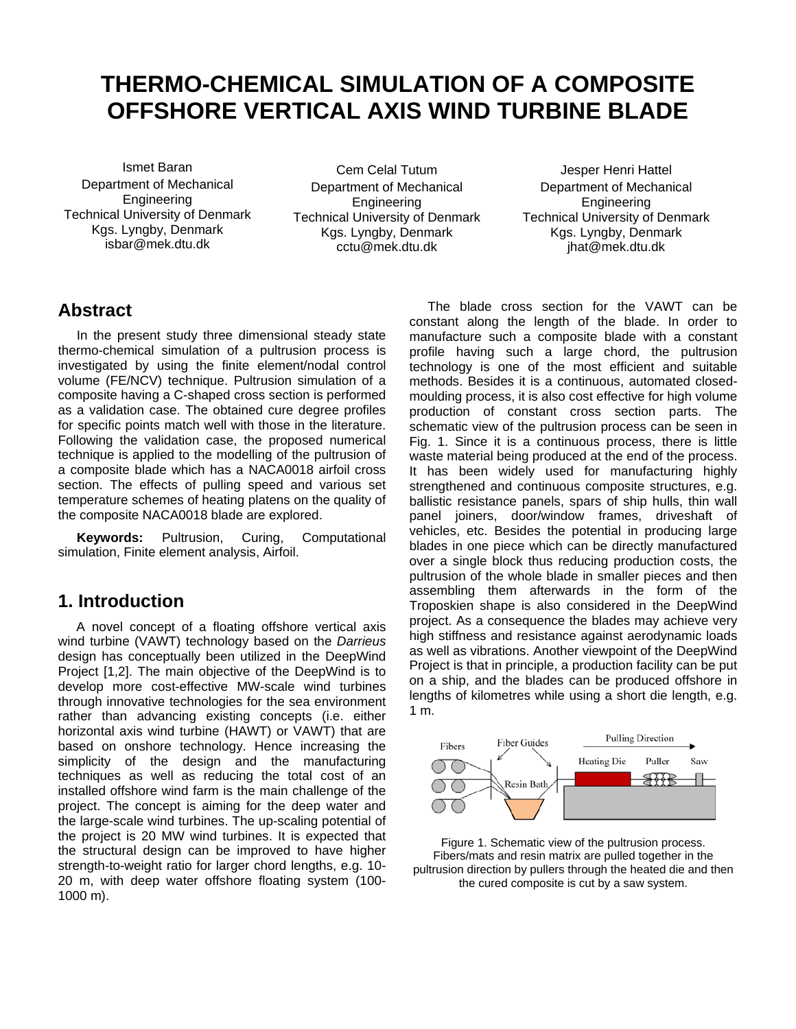# THERMO-CHEMICAL SIMULATION OF A COMPOSITE OFFSHORE VERTICAL AXIS WIND TURBINE BLADE

Ismet Baran
Department of Mechanical Engineering
Technical University of Denmark
Kgs. Lyngby, Denmark
isbar@mek.dtu.dk

Cem Celal Tutum
Department of Mechanical Engineering
Technical University of Denmark
Kgs. Lyngby, Denmark
cctu@mek.dtu.dk

Jesper Henri Hattel
Department of Mechanical Engineering
Technical University of Denmark
Kgs. Lyngby, Denmark
jhat@mek.dtu.dk

## Abstract

In the present study three dimensional steady state thermo-chemical simulation of a pultrusion process is investigated by using the finite element/nodal control volume (FE/NCV) technique. Pultrusion simulation of a composite having a C-shaped cross section is performed as a validation case. The obtained cure degree profiles for specific points match well with those in the literature. Following the validation case, the proposed numerical technique is applied to the modelling of the pultrusion of a composite blade which has a NACA0018 airfoil cross section. The effects of pulling speed and various set temperature schemes of heating platens on the quality of the composite NACA0018 blade are explored.

**Keywords:** Pultrusion, Curing, Computational simulation, Finite element analysis, Airfoil.

## 1. Introduction

A novel concept of a floating offshore vertical axis wind turbine (VAWT) technology based on the *Darrieus* design has conceptually been utilized in the DeepWind Project [1,2]. The main objective of the DeepWind is to develop more cost-effective MW-scale wind turbines through innovative technologies for the sea environment rather than advancing existing concepts (i.e. either horizontal axis wind turbine (HAWT) or VAWT) that are based on onshore technology. Hence increasing the simplicity of the design and the manufacturing techniques as well as reducing the total cost of an installed offshore wind farm is the main challenge of the project. The concept is aiming for the deep water and the large-scale wind turbines. The up-scaling potential of the project is 20 MW wind turbines. It is expected that the structural design can be improved to have higher strength-to-weight ratio for larger chord lengths, e.g. 10-20 m, with deep water offshore floating system (100-1000 m).

The blade cross section for the VAWT can be constant along the length of the blade. In order to manufacture such a composite blade with a constant profile having such a large chord, the pultrusion technology is one of the most efficient and suitable methods. Besides it is a continuous, automated closed-moulding process, it is also cost effective for high volume production of constant cross section parts. The schematic view of the pultrusion process can be seen in Fig. 1. Since it is a continuous process, there is little waste material being produced at the end of the process. It has been widely used for manufacturing highly strengthened and continuous composite structures, e.g. ballistic resistance panels, spars of ship hulls, thin wall panel joiners, door/window frames, driveshaft of vehicles, etc. Besides the potential in producing large blades in one piece which can be directly manufactured over a single block thus reducing production costs, the pultrusion of the whole blade in smaller pieces and then assembling them afterwards in the form of the Troposkien shape is also considered in the DeepWind project. As a consequence the blades may achieve very high stiffness and resistance against aerodynamic loads as well as vibrations. Another viewpoint of the DeepWind Project is that in principle, a production facility can be put on a ship, and the blades can be produced offshore in lengths of kilometres while using a short die length, e.g. 1 m.

Figure 1. Schematic view of the pultrusion process. Fibers/mats and resin matrix are pulled together in the pultrusion direction by pullers through the heated die and then the cured composite is cut by a saw system.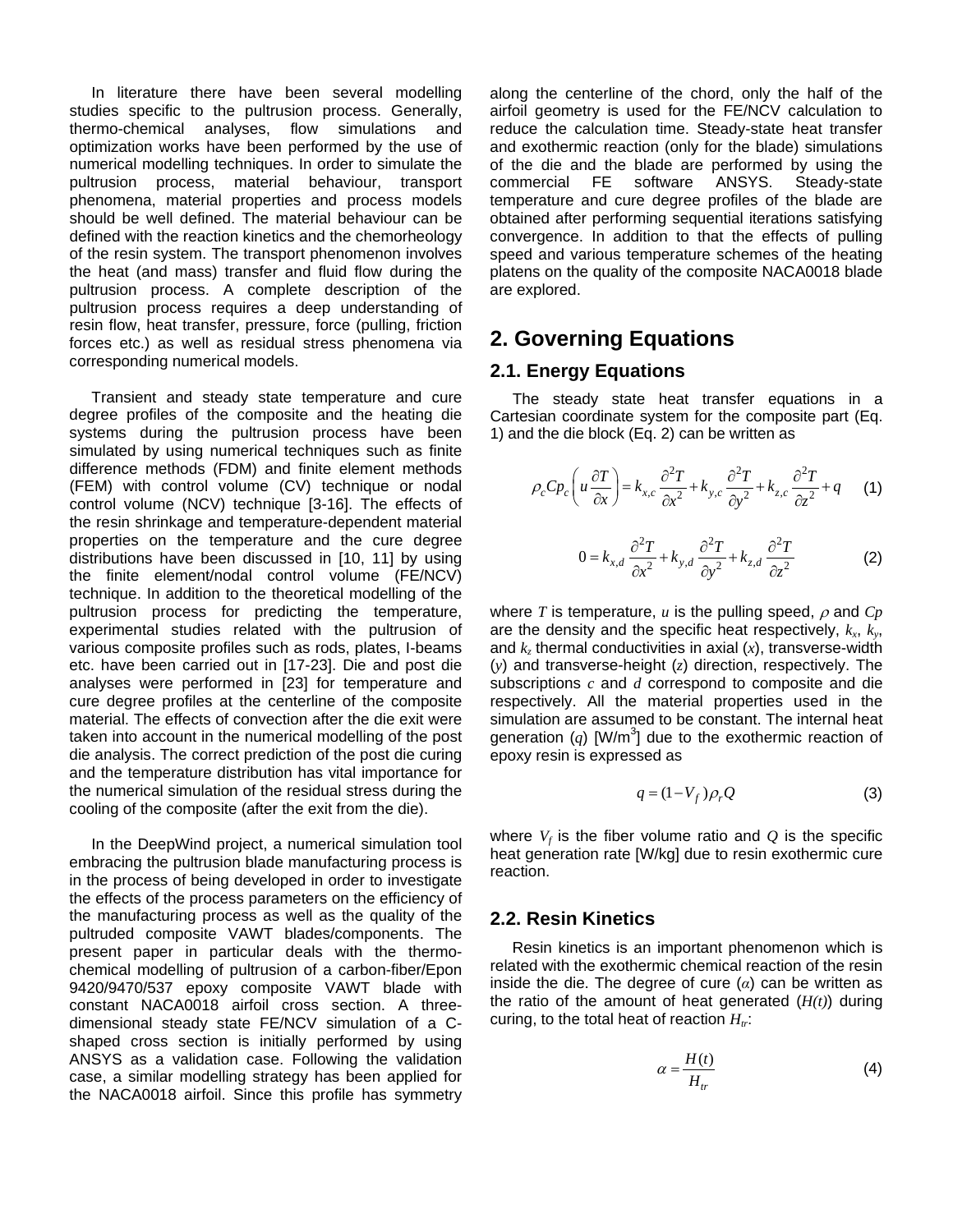In literature there have been several modelling studies specific to the pultrusion process. Generally, thermo-chemical analyses, flow simulations and optimization works have been performed by the use of numerical modelling techniques. In order to simulate the pultrusion process, material behaviour, transport phenomena, material properties and process models should be well defined. The material behaviour can be defined with the reaction kinetics and the chemorheology of the resin system. The transport phenomenon involves the heat (and mass) transfer and fluid flow during the pultrusion process. A complete description of the pultrusion process requires a deep understanding of resin flow, heat transfer, pressure, force (pulling, friction forces etc.) as well as residual stress phenomena via corresponding numerical models.

Transient and steady state temperature and cure degree profiles of the composite and the heating die systems during the pultrusion process have been simulated by using numerical techniques such as finite difference methods (FDM) and finite element methods (FEM) with control volume (CV) technique or nodal control volume (NCV) technique [3-16]. The effects of the resin shrinkage and temperature-dependent material properties on the temperature and the cure degree distributions have been discussed in [10, 11] by using the finite element/nodal control volume (FE/NCV) technique. In addition to the theoretical modelling of the pultrusion process for predicting the temperature, experimental studies related with the pultrusion of various composite profiles such as rods, plates, I-beams etc. have been carried out in [17-23]. Die and post die analyses were performed in [23] for temperature and cure degree profiles at the centerline of the composite material. The effects of convection after the die exit were taken into account in the numerical modelling of the post die analysis. The correct prediction of the post die curing and the temperature distribution has vital importance for the numerical simulation of the residual stress during the cooling of the composite (after the exit from the die).

In the DeepWind project, a numerical simulation tool embracing the pultrusion blade manufacturing process is in the process of being developed in order to investigate the effects of the process parameters on the efficiency of the manufacturing process as well as the quality of the pultruded composite VAWT blades/components. The present paper in particular deals with the thermo-chemical modelling of pultrusion of a carbon-fiber/Epon 9420/9470/537 epoxy composite VAWT blade with constant NACA0018 airfoil cross section. A three-dimensional steady state FE/NCV simulation of a C-shaped cross section is initially performed by using ANSYS as a validation case. Following the validation case, a similar modelling strategy has been applied for the NACA0018 airfoil. Since this profile has symmetry along the centerline of the chord, only the half of the airfoil geometry is used for the FE/NCV calculation to reduce the calculation time. Steady-state heat transfer and exothermic reaction (only for the blade) simulations of the die and the blade are performed by using the commercial FE software ANSYS. Steady-state temperature and cure degree profiles of the blade are obtained after performing sequential iterations satisfying convergence. In addition to that the effects of pulling speed and various temperature schemes of the heating platens on the quality of the composite NACA0018 blade are explored.

## 2. Governing Equations

### 2.1. Energy Equations

The steady state heat transfer equations in a Cartesian coordinate system for the composite part (Eq. 1) and the die block (Eq. 2) can be written as

$$\rho_c Cp_c \left( u \frac{\partial T}{\partial x} \right) = k_{x,c} \frac{\partial^2 T}{\partial x^2} + k_{y,c} \frac{\partial^2 T}{\partial y^2} + k_{z,c} \frac{\partial^2 T}{\partial z^2} + q \quad (1)$$

$$0 = k_{x,d} \frac{\partial^2 T}{\partial x^2} + k_{y,d} \frac{\partial^2 T}{\partial y^2} + k_{z,d} \frac{\partial^2 T}{\partial z^2} \quad (2)$$

where $T$ is temperature, $u$ is the pulling speed, $\rho$ and $Cp$ are the density and the specific heat respectively, $k_x$, $k_y$, and $k_z$ thermal conductivities in axial ($x$), transverse-width ($y$) and transverse-height ($z$) direction, respectively. The subscriptions $c$ and $d$ correspond to composite and die respectively. All the material properties used in the simulation are assumed to be constant. The internal heat generation ($q$) [W/m$^3$] due to the exothermic reaction of epoxy resin is expressed as

$$q = (1 - V_f)\rho_r Q \quad (3)$$

where $V_f$ is the fiber volume ratio and $Q$ is the specific heat generation rate [W/kg] due to resin exothermic cure reaction.

### 2.2. Resin Kinetics

Resin kinetics is an important phenomenon which is related with the exothermic chemical reaction of the resin inside the die. The degree of cure ($\alpha$) can be written as the ratio of the amount of heat generated ($H(t)$) during curing, to the total heat of reaction $H_{tr}$:

$$\alpha = \frac{H(t)}{H_{tr}} \quad (4)$$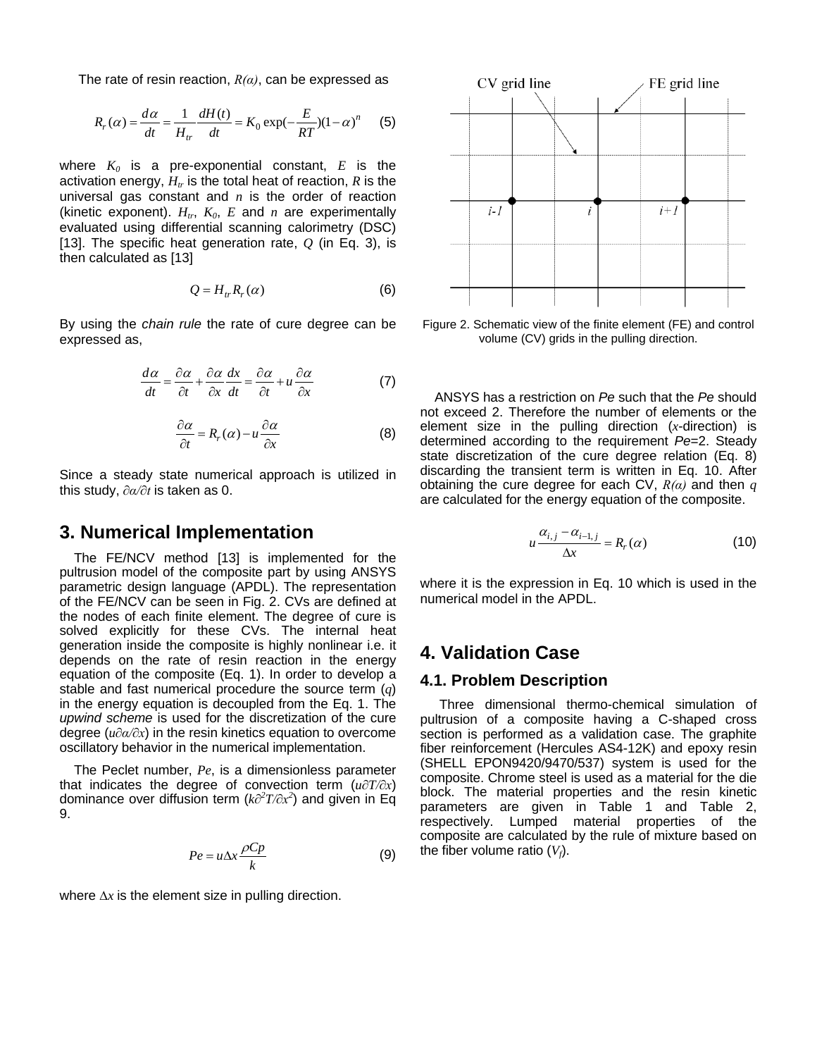The rate of resin reaction, $R(\alpha)$, can be expressed as

$$R_r(\alpha) = \frac{d\alpha}{dt} = \frac{1}{H_{tr}}\frac{dH(t)}{dt} = K_0 \exp(-\frac{E}{RT})(1-\alpha)^n \quad (5)$$

where $K_0$ is a pre-exponential constant, $E$ is the activation energy, $H_{tr}$ is the total heat of reaction, $R$ is the universal gas constant and $n$ is the order of reaction (kinetic exponent). $H_{tr}$, $K_0$, $E$ and $n$ are experimentally evaluated using differential scanning calorimetry (DSC) [13]. The specific heat generation rate, $Q$ (in Eq. 3), is then calculated as [13]

$$Q = H_{tr} R_r(\alpha) \quad (6)$$

By using the *chain rule* the rate of cure degree can be expressed as,

$$\frac{d\alpha}{dt} = \frac{\partial \alpha}{\partial t} + \frac{\partial \alpha}{\partial x}\frac{dx}{dt} = \frac{\partial \alpha}{\partial t} + u\frac{\partial \alpha}{\partial x} \quad (7)$$

$$\frac{\partial \alpha}{\partial t} = R_r(\alpha) - u\frac{\partial \alpha}{\partial x} \quad (8)$$

Since a steady state numerical approach is utilized in this study, $\partial\alpha/\partial t$ is taken as 0.

## 3. Numerical Implementation

The FE/NCV method [13] is implemented for the pultrusion model of the composite part by using ANSYS parametric design language (APDL). The representation of the FE/NCV can be seen in Fig. 2. CVs are defined at the nodes of each finite element. The degree of cure is solved explicitly for these CVs. The internal heat generation inside the composite is highly nonlinear i.e. it depends on the rate of resin reaction in the energy equation of the composite (Eq. 1). In order to develop a stable and fast numerical procedure the source term ($q$) in the energy equation is decoupled from the Eq. 1. The *upwind scheme* is used for the discretization of the cure degree ($u\partial\alpha/\partial x$) in the resin kinetics equation to overcome oscillatory behavior in the numerical implementation.

The Peclet number, $Pe$, is a dimensionless parameter that indicates the degree of convection term ($u\partial T/\partial x$) dominance over diffusion term ($k\partial^2 T/\partial x^2$) and given in Eq 9.

$$Pe = u\Delta x \frac{\rho Cp}{k} \quad (9)$$

where $\Delta x$ is the element size in pulling direction.

Figure 2. Schematic view of the finite element (FE) and control volume (CV) grids in the pulling direction.

ANSYS has a restriction on $Pe$ such that the $Pe$ should not exceed 2. Therefore the number of elements or the element size in the pulling direction ($x$-direction) is determined according to the requirement $Pe$=2. Steady state discretization of the cure degree relation (Eq. 8) discarding the transient term is written in Eq. 10. After obtaining the cure degree for each CV, $R(\alpha)$ and then $q$ are calculated for the energy equation of the composite.

$$u\frac{\alpha_{i,j} - \alpha_{i-1,j}}{\Delta x} = R_r(\alpha) \quad (10)$$

where it is the expression in Eq. 10 which is used in the numerical model in the APDL.

## 4. Validation Case

### 4.1. Problem Description

Three dimensional thermo-chemical simulation of pultrusion of a composite having a C-shaped cross section is performed as a validation case. The graphite fiber reinforcement (Hercules AS4-12K) and epoxy resin (SHELL EPON9420/9470/537) system is used for the composite. Chrome steel is used as a material for the die block. The material properties and the resin kinetic parameters are given in Table 1 and Table 2, respectively. Lumped material properties of the composite are calculated by the rule of mixture based on the fiber volume ratio ($V_f$).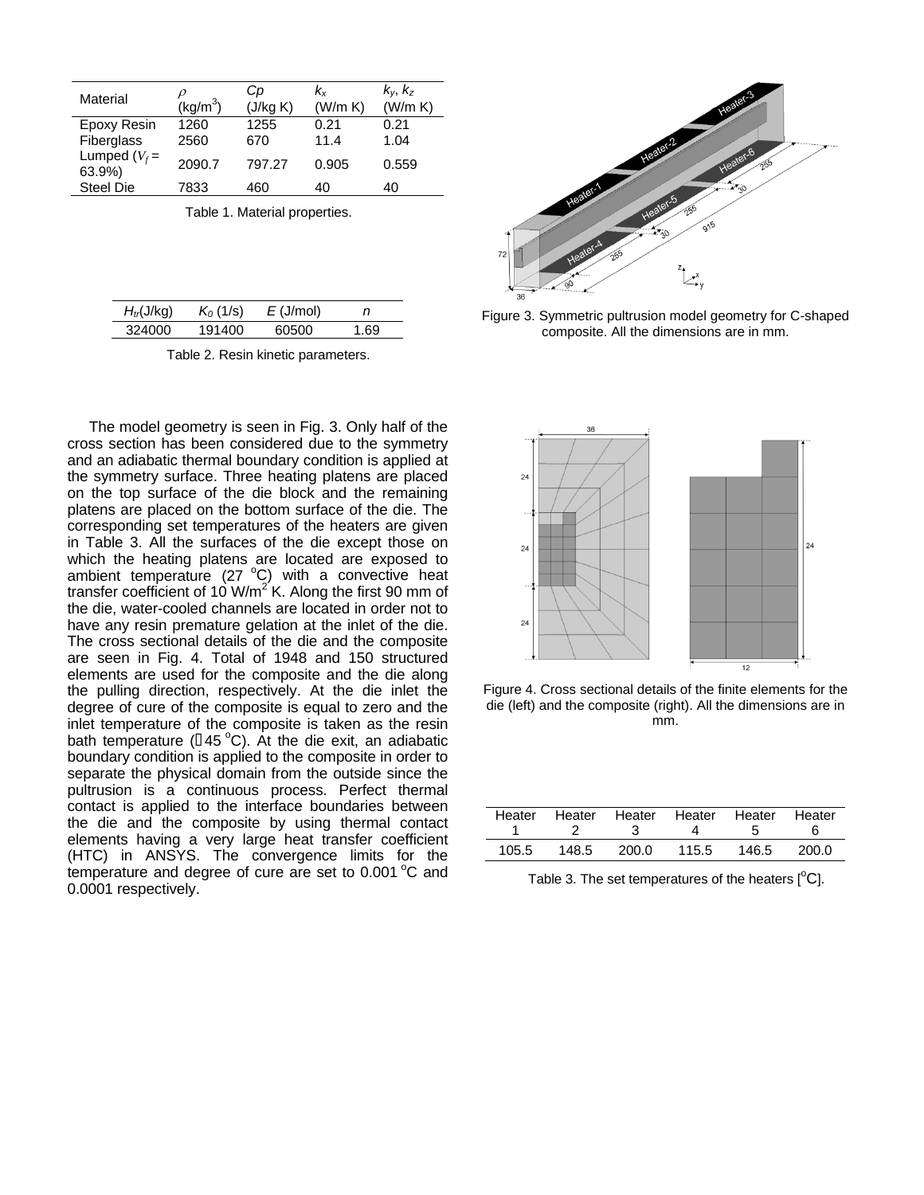| Material | $\rho$ (kg/m$^3$) | $Cp$ (J/kg K) | $k_x$ (W/m K) | $k_y$, $k_z$ (W/m K) |
|---|---|---|---|---|
| Epoxy Resin | 1260 | 1255 | 0.21 | 0.21 |
| Fiberglass | 2560 | 670 | 11.4 | 1.04 |
| Lumped ($V_f$ = 63.9%) | 2090.7 | 797.27 | 0.905 | 0.559 |
| Steel Die | 7833 | 460 | 40 | 40 |

Table 1. Material properties.

| $H_{tr}$(J/kg) | $K_0$ (1/s) | $E$ (J/mol) | $n$ |
|---|---|---|---|
| 324000 | 191400 | 60500 | 1.69 |

Table 2. Resin kinetic parameters.

Figure 3. Symmetric pultrusion model geometry for C-shaped composite. All the dimensions are in mm.

The model geometry is seen in Fig. 3. Only half of the cross section has been considered due to the symmetry and an adiabatic thermal boundary condition is applied at the symmetry surface. Three heating platens are placed on the top surface of the die block and the remaining platens are placed on the bottom surface of the die. The corresponding set temperatures of the heaters are given in Table 3. All the surfaces of the die except those on which the heating platens are located are exposed to ambient temperature (27 °C) with a convective heat transfer coefficient of 10 W/m$^2$ K. Along the first 90 mm of the die, water-cooled channels are located in order not to have any resin premature gelation at the inlet of the die. The cross sectional details of the die and the composite are seen in Fig. 4. Total of 1948 and 150 structured elements are used for the composite and the die along the pulling direction, respectively. At the die inlet the degree of cure of the composite is equal to zero and the inlet temperature of the composite is taken as the resin bath temperature (≈45 °C). At the die exit, an adiabatic boundary condition is applied to the composite in order to separate the physical domain from the outside since the pultrusion is a continuous process. Perfect thermal contact is applied to the interface boundaries between the die and the composite by using thermal contact elements having a very large heat transfer coefficient (HTC) in ANSYS. The convergence limits for the temperature and degree of cure are set to 0.001 °C and 0.0001 respectively.

Figure 4. Cross sectional details of the finite elements for the die (left) and the composite (right). All the dimensions are in mm.

| Heater 1 | Heater 2 | Heater 3 | Heater 4 | Heater 5 | Heater 6 |
|---|---|---|---|---|---|
| 105.5 | 148.5 | 200.0 | 115.5 | 146.5 | 200.0 |

Table 3. The set temperatures of the heaters [°C].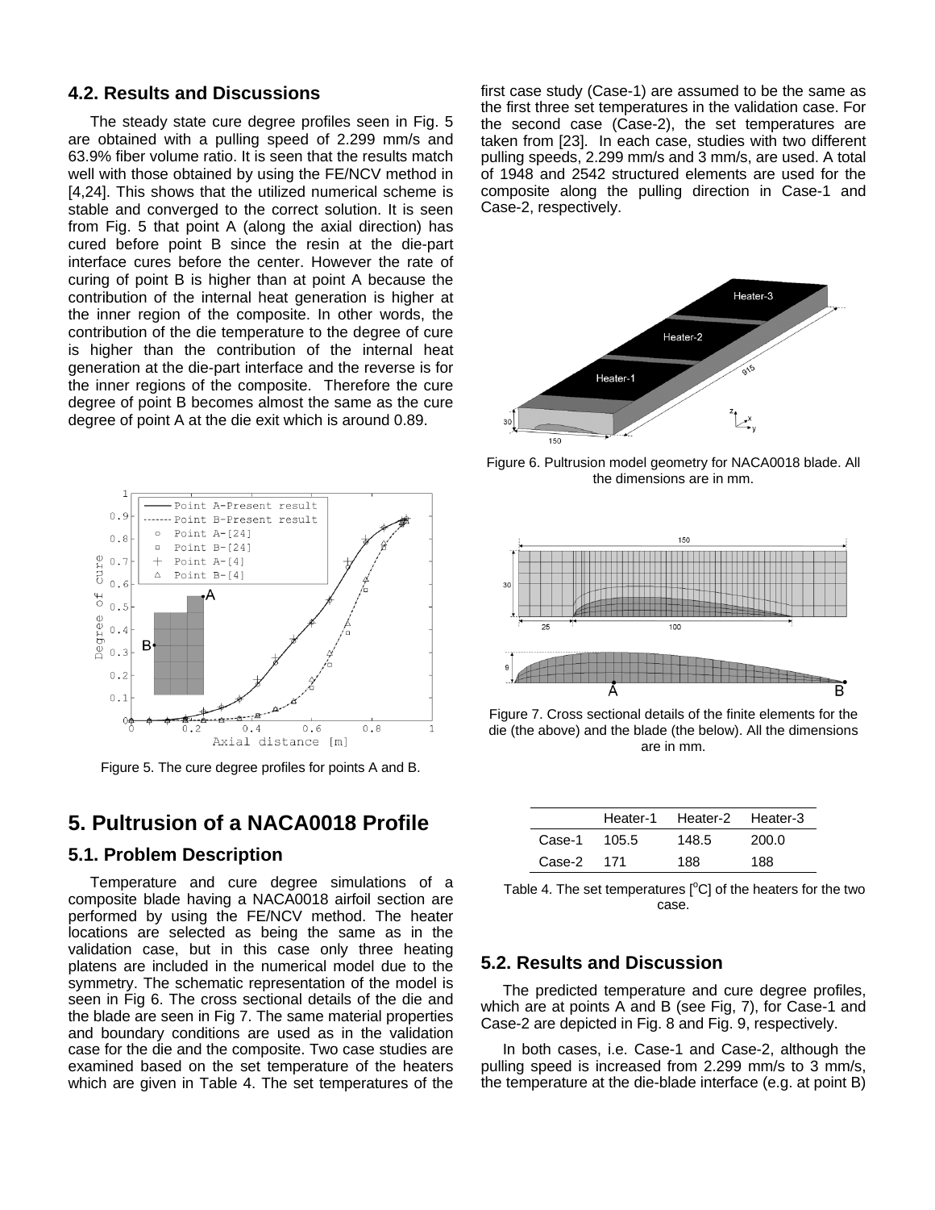### 4.2. Results and Discussions

The steady state cure degree profiles seen in Fig. 5 are obtained with a pulling speed of 2.299 mm/s and 63.9% fiber volume ratio. It is seen that the results match well with those obtained by using the FE/NCV method in [4,24]. This shows that the utilized numerical scheme is stable and converged to the correct solution. It is seen from Fig. 5 that point A (along the axial direction) has cured before point B since the resin at the die-part interface cures before the center. However the rate of curing of point B is higher than at point A because the contribution of the internal heat generation is higher at the inner region of the composite. In other words, the contribution of the die temperature to the degree of cure is higher than the contribution of the internal heat generation at the die-part interface and the reverse is for the inner regions of the composite. Therefore the cure degree of point B becomes almost the same as the cure degree of point A at the die exit which is around 0.89.

Figure 5. The cure degree profiles for points A and B.

## 5. Pultrusion of a NACA0018 Profile

### 5.1. Problem Description

Temperature and cure degree simulations of a composite blade having a NACA0018 airfoil section are performed by using the FE/NCV method. The heater locations are selected as being the same as in the validation case, but in this case only three heating platens are included in the numerical model due to the symmetry. The schematic representation of the model is seen in Fig 6. The cross sectional details of the die and the blade are seen in Fig 7. The same material properties and boundary conditions are used as in the validation case for the die and the composite. Two case studies are examined based on the set temperature of the heaters which are given in Table 4. The set temperatures of the first case study (Case-1) are assumed to be the same as the first three set temperatures in the validation case. For the second case (Case-2), the set temperatures are taken from [23]. In each case, studies with two different pulling speeds, 2.299 mm/s and 3 mm/s, are used. A total of 1948 and 2542 structured elements are used for the composite along the pulling direction in Case-1 and Case-2, respectively.

Figure 6. Pultrusion model geometry for NACA0018 blade. All the dimensions are in mm.

Figure 7. Cross sectional details of the finite elements for the die (the above) and the blade (the below). All the dimensions are in mm.

| | Heater-1 | Heater-2 | Heater-3 |
|---|---|---|---|
| Case-1 | 105.5 | 148.5 | 200.0 |
| Case-2 | 171 | 188 | 188 |

Table 4. The set temperatures [$^{o}$C] of the heaters for the two case.

### 5.2. Results and Discussion

The predicted temperature and cure degree profiles, which are at points A and B (see Fig, 7), for Case-1 and Case-2 are depicted in Fig. 8 and Fig. 9, respectively.

In both cases, i.e. Case-1 and Case-2, although the pulling speed is increased from 2.299 mm/s to 3 mm/s, the temperature at the die-blade interface (e.g. at point B)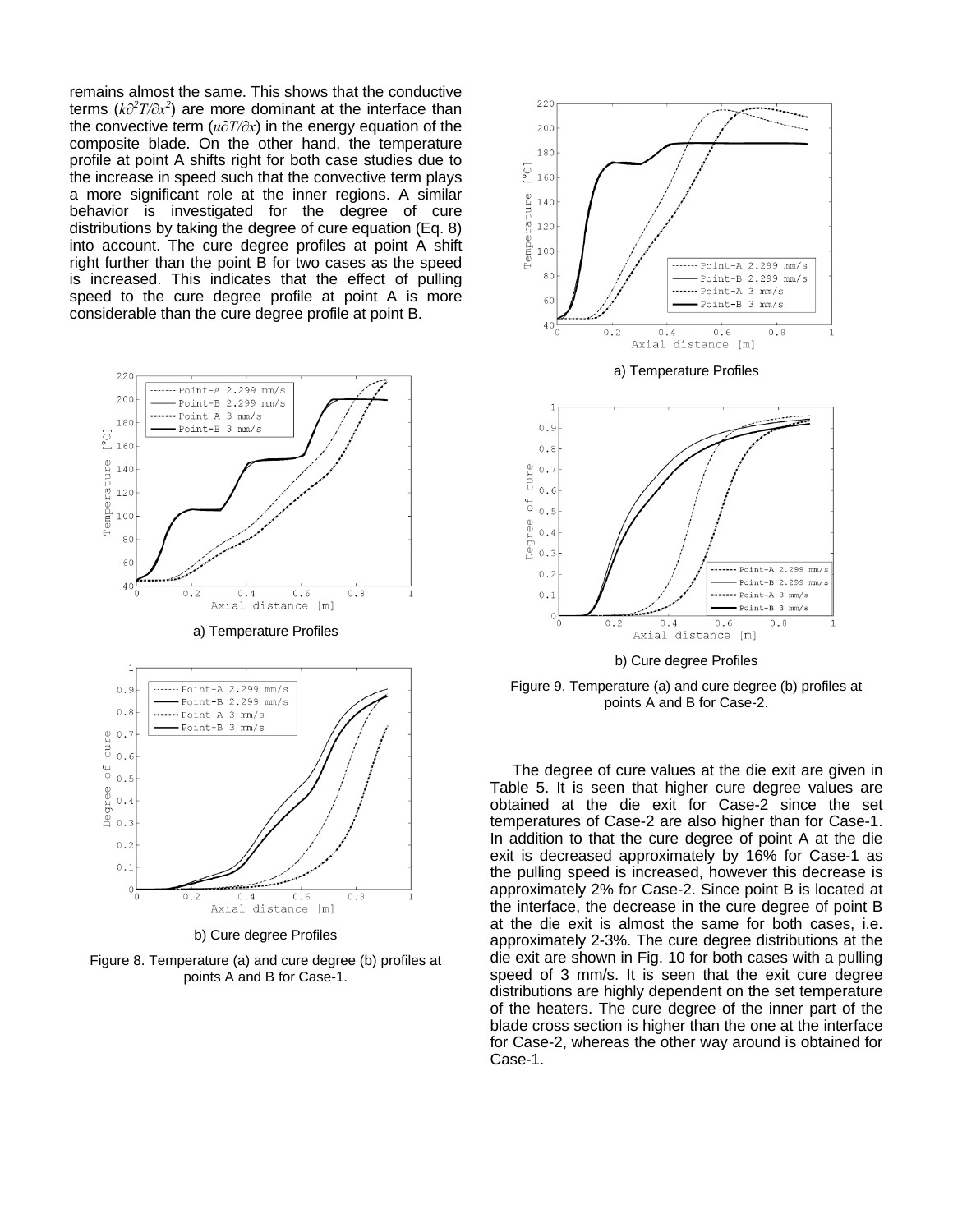remains almost the same. This shows that the conductive terms ($k\partial^2 T/\partial x^2$) are more dominant at the interface than the convective term ($u\partial T/\partial x$) in the energy equation of the composite blade. On the other hand, the temperature profile at point A shifts right for both case studies due to the increase in speed such that the convective term plays a more significant role at the inner regions. A similar behavior is investigated for the degree of cure distributions by taking the degree of cure equation (Eq. 8) into account. The cure degree profiles at point A shift right further than the point B for two cases as the speed is increased. This indicates that the effect of pulling speed to the cure degree profile at point A is more considerable than the cure degree profile at point B.

a) Temperature Profiles

b) Cure degree Profiles

Figure 8. Temperature (a) and cure degree (b) profiles at points A and B for Case-1.

a) Temperature Profiles

b) Cure degree Profiles

Figure 9. Temperature (a) and cure degree (b) profiles at points A and B for Case-2.

The degree of cure values at the die exit are given in Table 5. It is seen that higher cure degree values are obtained at the die exit for Case-2 since the set temperatures of Case-2 are also higher than for Case-1. In addition to that the cure degree of point A at the die exit is decreased approximately by 16% for Case-1 as the pulling speed is increased, however this decrease is approximately 2% for Case-2. Since point B is located at the interface, the decrease in the cure degree of point B at the die exit is almost the same for both cases, i.e. approximately 2-3%. The cure degree distributions at the die exit are shown in Fig. 10 for both cases with a pulling speed of 3 mm/s. It is seen that the exit cure degree distributions are highly dependent on the set temperature of the heaters. The cure degree of the inner part of the blade cross section is higher than the one at the interface for Case-2, whereas the other way around is obtained for Case-1.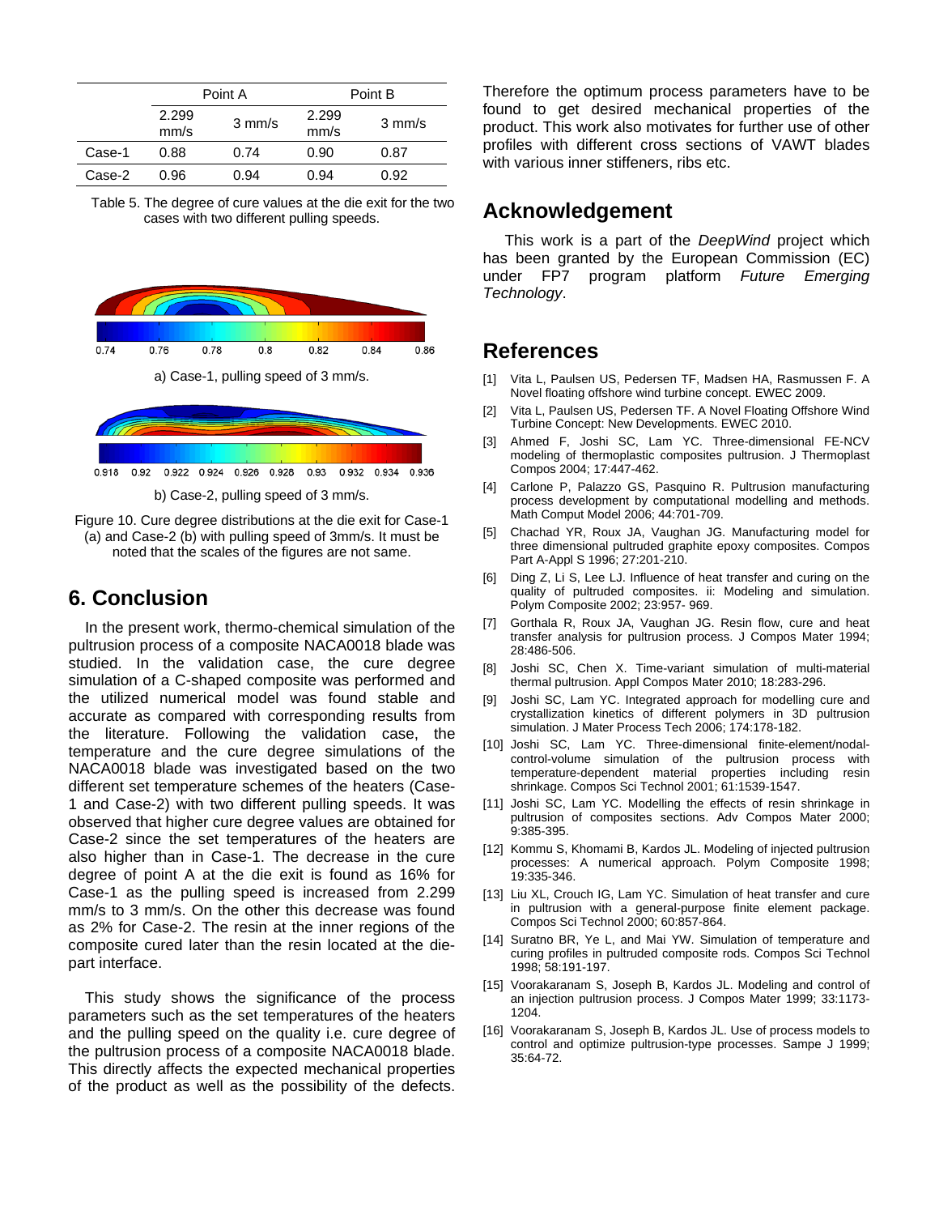| | Point A | | Point B | |
|---|---|---|---|---|
| | 2.299 mm/s | 3 mm/s | 2.299 mm/s | 3 mm/s |
| Case-1 | 0.88 | 0.74 | 0.90 | 0.87 |
| Case-2 | 0.96 | 0.94 | 0.94 | 0.92 |

Table 5. The degree of cure values at the die exit for the two cases with two different pulling speeds.

a) Case-1, pulling speed of 3 mm/s.

b) Case-2, pulling speed of 3 mm/s.

Figure 10. Cure degree distributions at the die exit for Case-1 (a) and Case-2 (b) with pulling speed of 3mm/s. It must be noted that the scales of the figures are not same.

## 6. Conclusion

In the present work, thermo-chemical simulation of the pultrusion process of a composite NACA0018 blade was studied. In the validation case, the cure degree simulation of a C-shaped composite was performed and the utilized numerical model was found stable and accurate as compared with corresponding results from the literature. Following the validation case, the temperature and the cure degree simulations of the NACA0018 blade was investigated based on the two different set temperature schemes of the heaters (Case-1 and Case-2) with two different pulling speeds. It was observed that higher cure degree values are obtained for Case-2 since the set temperatures of the heaters are also higher than in Case-1. The decrease in the cure degree of point A at the die exit is found as 16% for Case-1 as the pulling speed is increased from 2.299 mm/s to 3 mm/s. On the other this decrease was found as 2% for Case-2. The resin at the inner regions of the composite cured later than the resin located at the die-part interface.

This study shows the significance of the process parameters such as the set temperatures of the heaters and the pulling speed on the quality i.e. cure degree of the pultrusion process of a composite NACA0018 blade. This directly affects the expected mechanical properties of the product as well as the possibility of the defects. Therefore the optimum process parameters have to be found to get desired mechanical properties of the product. This work also motivates for further use of other profiles with different cross sections of VAWT blades with various inner stiffeners, ribs etc.

## Acknowledgement

This work is a part of the *DeepWind* project which has been granted by the European Commission (EC) under FP7 program platform *Future Emerging Technology*.

## References

[1] Vita L, Paulsen US, Pedersen TF, Madsen HA, Rasmussen F. A Novel floating offshore wind turbine concept. EWEC 2009.

[2] Vita L, Paulsen US, Pedersen TF. A Novel Floating Offshore Wind Turbine Concept: New Developments. EWEC 2010.

[3] Ahmed F, Joshi SC, Lam YC. Three-dimensional FE-NCV modeling of thermoplastic composites pultrusion. J Thermoplast Compos 2004; 17:447-462.

[4] Carlone P, Palazzo GS, Pasquino R. Pultrusion manufacturing process development by computational modelling and methods. Math Comput Model 2006; 44:701-709.

[5] Chachad YR, Roux JA, Vaughan JG. Manufacturing model for three dimensional pultruded graphite epoxy composites. Compos Part A-Appl S 1996; 27:201-210.

[6] Ding Z, Li S, Lee LJ. Influence of heat transfer and curing on the quality of pultruded composites. ii: Modeling and simulation. Polym Composite 2002; 23:957- 969.

[7] Gorthala R, Roux JA, Vaughan JG. Resin flow, cure and heat transfer analysis for pultrusion process. J Compos Mater 1994; 28:486-506.

[8] Joshi SC, Chen X. Time-variant simulation of multi-material thermal pultrusion. Appl Compos Mater 2010; 18:283-296.

[9] Joshi SC, Lam YC. Integrated approach for modelling cure and crystallization kinetics of different polymers in 3D pultrusion simulation. J Mater Process Tech 2006; 174:178-182.

[10] Joshi SC, Lam YC. Three-dimensional finite-element/nodal-control-volume simulation of the pultrusion process with temperature-dependent material properties including resin shrinkage. Compos Sci Technol 2001; 61:1539-1547.

[11] Joshi SC, Lam YC. Modelling the effects of resin shrinkage in pultrusion of composites sections. Adv Compos Mater 2000; 9:385-395.

[12] Kommu S, Khomami B, Kardos JL. Modeling of injected pultrusion processes: A numerical approach. Polym Composite 1998; 19:335-346.

[13] Liu XL, Crouch IG, Lam YC. Simulation of heat transfer and cure in pultrusion with a general-purpose finite element package. Compos Sci Technol 2000; 60:857-864.

[14] Suratno BR, Ye L, and Mai YW. Simulation of temperature and curing profiles in pultruded composite rods. Compos Sci Technol 1998; 58:191-197.

[15] Voorakaranam S, Joseph B, Kardos JL. Modeling and control of an injection pultrusion process. J Compos Mater 1999; 33:1173-1204.

[16] Voorakaranam S, Joseph B, Kardos JL. Use of process models to control and optimize pultrusion-type processes. Sampe J 1999; 35:64-72.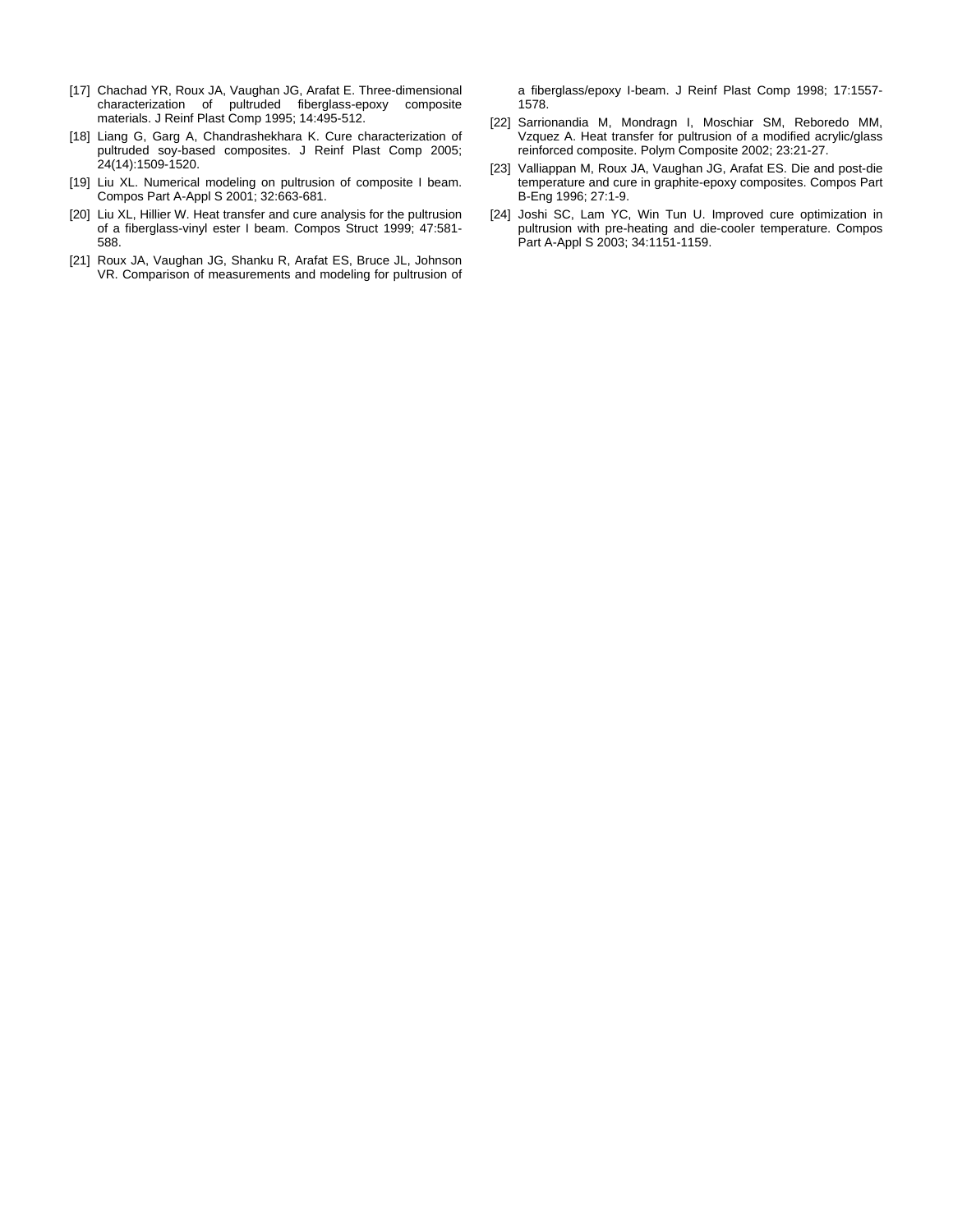[17] Chachad YR, Roux JA, Vaughan JG, Arafat E. Three-dimensional characterization of pultruded fiberglass-epoxy composite materials. J Reinf Plast Comp 1995; 14:495-512.

[18] Liang G, Garg A, Chandrashekhara K. Cure characterization of pultruded soy-based composites. J Reinf Plast Comp 2005; 24(14):1509-1520.

[19] Liu XL. Numerical modeling on pultrusion of composite I beam. Compos Part A-Appl S 2001; 32:663-681.

[20] Liu XL, Hillier W. Heat transfer and cure analysis for the pultrusion of a fiberglass-vinyl ester I beam. Compos Struct 1999; 47:581-588.

[21] Roux JA, Vaughan JG, Shanku R, Arafat ES, Bruce JL, Johnson VR. Comparison of measurements and modeling for pultrusion of a fiberglass/epoxy I-beam. J Reinf Plast Comp 1998; 17:1557-1578.

[22] Sarrionandia M, Mondragn I, Moschiar SM, Reboredo MM, Vzquez A. Heat transfer for pultrusion of a modified acrylic/glass reinforced composite. Polym Composite 2002; 23:21-27.

[23] Valliappan M, Roux JA, Vaughan JG, Arafat ES. Die and post-die temperature and cure in graphite-epoxy composites. Compos Part B-Eng 1996; 27:1-9.

[24] Joshi SC, Lam YC, Win Tun U. Improved cure optimization in pultrusion with pre-heating and die-cooler temperature. Compos Part A-Appl S 2003; 34:1151-1159.